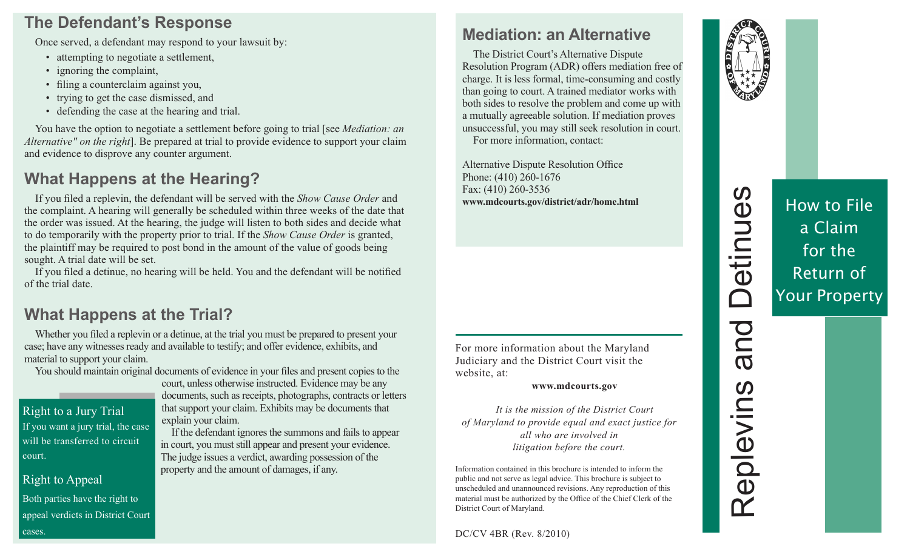## The Defendant's Response

Once served, a defendant may respond to your lawsuit by:

- attempting to negotiate a settlement,
- ignoring the complaint,
- filing a counterclaim against you,
- trying to get the case dismissed, and
- defending the case at the hearing and trial.

You have the option to negotiate a settlement before going to trial [see *Mediation: an Alternative" on the right*]. Be prepared at trial to provide evidence to support your claim and evidence to disprove any counter argument.

## What Happens at the Hearing?

If you filed a replevin, the defendant will be served with the *Show Cause Order* and the complaint. A hearing will generally be scheduled within three weeks of the date that the order was issued. At the hearing, the judge will listen to both sides and decide what to do temporarily with the property prior to trial. If the *Show Cause Order* is granted, the plaintiff may be required to post bond in the amount of the value of goods being sought. A trial date will be set.

If you filed a detinue, no hearing will be held. You and the defendant will be notified of the trial date.

## What Happens at the Trial?

Whether you filed a replevin or a detinue, at the trial you must be prepared to present your case; have any witnesses ready and available to testify; and offer evidence, exhibits, and material to support your claim.

You should maintain original documents of evidence in your files and present copies to the court, unless otherwise instructed. Evidence may be any documents, such as receipts, photographs, contracts or letters that support your claim. Exhibits may be documents that explain your claim.

If the defendant ignores the summons and fails to appear in court, you must still appear and present your evidence. The judge issues a verdict, awarding possession of the property and the amount of damages, if any.

### Right to a Jury Trial

If you want a jury trial, the case will be transferred to circuit court.

### Right to Appeal

Both parties have the right to appeal verdicts in District Court cases.

## Mediation: an Alternative

The District Court's Alternative Dispute Resolution Program (ADR) offers mediation free of charge. It is less formal, time-consuming and costly than going to court. A trained mediator works with both sides to resolve the problem and come up with a mutually agreeable solution. If mediation proves unsuccessful, you may still seek resolution in court.

For more information, contact:

Alternative Dispute Resolution Office
Phone: (410) 260-1676
Fax: (410) 260-3536
**www.mdcourts.gov/district/adr/home.html**

For more information about the Maryland Judiciary and the District Court visit the website, at:

**www.mdcourts.gov**

*It is the mission of the District Court of Maryland to provide equal and exact justice for all who are involved in litigation before the court.*

Information contained in this brochure is intended to inform the public and not serve as legal advice. This brochure is subject to unscheduled and unannounced revisions. Any reproduction of this material must be authorized by the Office of the Chief Clerk of the District Court of Maryland.

DC/CV 4BR (Rev. 8/2010)

# Replevins and Detinues

## How to File a Claim for the Return of Your Property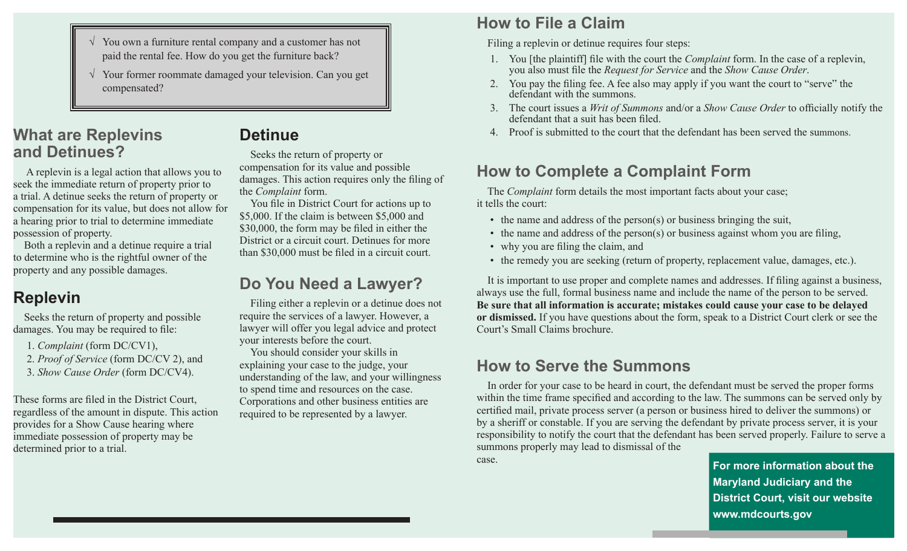- √ You own a furniture rental company and a customer has not paid the rental fee. How do you get the furniture back?
- √ Your former roommate damaged your television. Can you get compensated?

## What are Replevins and Detinues?

A replevin is a legal action that allows you to seek the immediate return of property prior to a trial. A detinue seeks the return of property or compensation for its value, but does not allow for a hearing prior to trial to determine immediate possession of property.

Both a replevin and a detinue require a trial to determine who is the rightful owner of the property and any possible damages.

## Replevin

Seeks the return of property and possible damages. You may be required to file:

1. *Complaint* (form DC/CV1),
2. *Proof of Service* (form DC/CV 2), and
3. *Show Cause Order* (form DC/CV4).

These forms are filed in the District Court, regardless of the amount in dispute. This action provides for a Show Cause hearing where immediate possession of property may be determined prior to a trial.

## Detinue

Seeks the return of property or compensation for its value and possible damages. This action requires only the filing of the *Complaint* form.

You file in District Court for actions up to $5,000. If the claim is between $5,000 and $30,000, the form may be filed in either the District or a circuit court. Detinues for more than $30,000 must be filed in a circuit court.

## Do You Need a Lawyer?

Filing either a replevin or a detinue does not require the services of a lawyer. However, a lawyer will offer you legal advice and protect your interests before the court.

You should consider your skills in explaining your case to the judge, your understanding of the law, and your willingness to spend time and resources on the case. Corporations and other business entities are required to be represented by a lawyer.

## How to File a Claim

Filing a replevin or detinue requires four steps:

1. You [the plaintiff] file with the court the *Complaint* form. In the case of a replevin, you also must file the *Request for Service* and the *Show Cause Order*.
2. You pay the filing fee. A fee also may apply if you want the court to "serve" the defendant with the summons.
3. The court issues a *Writ of Summons* and/or a *Show Cause Order* to officially notify the defendant that a suit has been filed.
4. Proof is submitted to the court that the defendant has been served the summons.

## How to Complete a Complaint Form

The *Complaint* form details the most important facts about your case; it tells the court:

- the name and address of the person(s) or business bringing the suit,
- the name and address of the person(s) or business against whom you are filing,
- why you are filing the claim, and
- the remedy you are seeking (return of property, replacement value, damages, etc.).

It is important to use proper and complete names and addresses. If filing against a business, always use the full, formal business name and include the name of the person to be served. **Be sure that all information is accurate; mistakes could cause your case to be delayed or dismissed.** If you have questions about the form, speak to a District Court clerk or see the Court's Small Claims brochure.

## How to Serve the Summons

In order for your case to be heard in court, the defendant must be served the proper forms within the time frame specified and according to the law. The summons can be served only by certified mail, private process server (a person or business hired to deliver the summons) or by a sheriff or constable. If you are serving the defendant by private process server, it is your responsibility to notify the court that the defendant has been served properly. Failure to serve a summons properly may lead to dismissal of the case.

**For more information about the Maryland Judiciary and the District Court, visit our website www.mdcourts.gov**